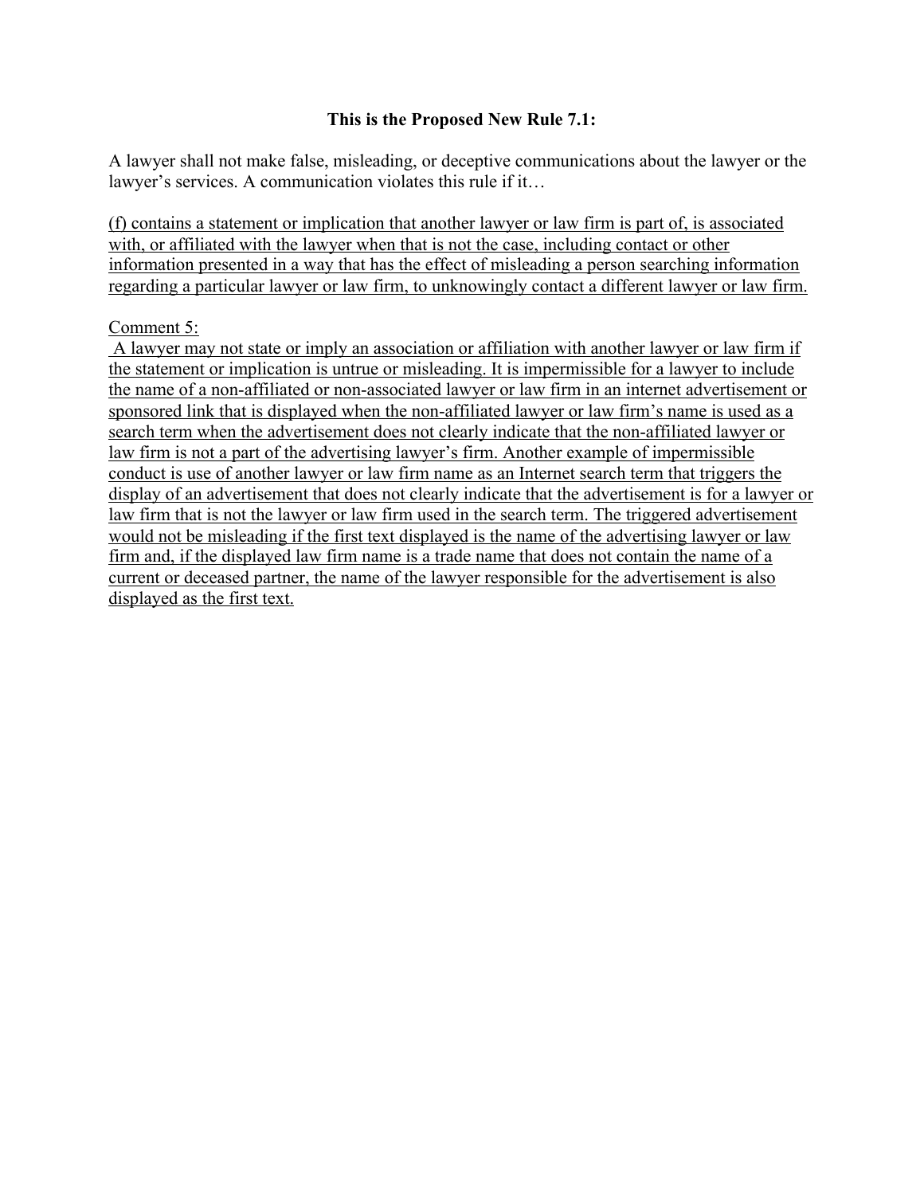**This is the Proposed New Rule 7.1:**

A lawyer shall not make false, misleading, or deceptive communications about the lawyer or the lawyer's services. A communication violates this rule if it…

<u>(f) contains a statement or implication that another lawyer or law firm is part of, is associated with, or affiliated with the lawyer when that is not the case, including contact or other information presented in a way that has the effect of misleading a person searching information regarding a particular lawyer or law firm, to unknowingly contact a different lawyer or law firm.</u>

<u>Comment 5:</u>

<u>A lawyer may not state or imply an association or affiliation with another lawyer or law firm if the statement or implication is untrue or misleading. It is impermissible for a lawyer to include the name of a non-affiliated or non-associated lawyer or law firm in an internet advertisement or sponsored link that is displayed when the non-affiliated lawyer or law firm's name is used as a search term when the advertisement does not clearly indicate that the non-affiliated lawyer or law firm is not a part of the advertising lawyer's firm. Another example of impermissible conduct is use of another lawyer or law firm name as an Internet search term that triggers the display of an advertisement that does not clearly indicate that the advertisement is for a lawyer or law firm that is not the lawyer or law firm used in the search term. The triggered advertisement would not be misleading if the first text displayed is the name of the advertising lawyer or law firm and, if the displayed law firm name is a trade name that does not contain the name of a current or deceased partner, the name of the lawyer responsible for the advertisement is also displayed as the first text.</u>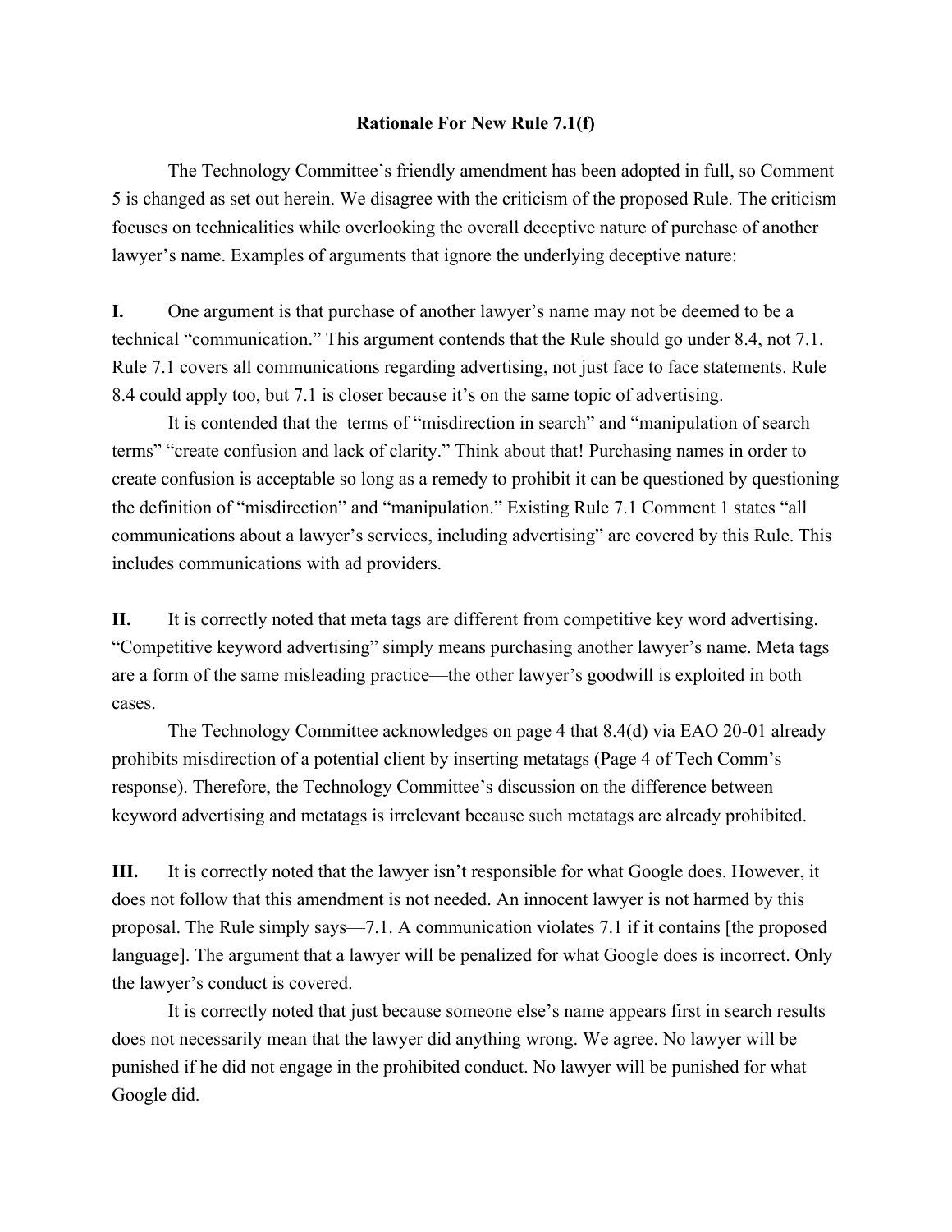**Rationale For New Rule 7.1(f)**

The Technology Committee's friendly amendment has been adopted in full, so Comment 5 is changed as set out herein. We disagree with the criticism of the proposed Rule. The criticism focuses on technicalities while overlooking the overall deceptive nature of purchase of another lawyer's name. Examples of arguments that ignore the underlying deceptive nature:

**I.** One argument is that purchase of another lawyer's name may not be deemed to be a technical "communication." This argument contends that the Rule should go under 8.4, not 7.1. Rule 7.1 covers all communications regarding advertising, not just face to face statements. Rule 8.4 could apply too, but 7.1 is closer because it's on the same topic of advertising.

It is contended that the terms of "misdirection in search" and "manipulation of search terms" "create confusion and lack of clarity." Think about that! Purchasing names in order to create confusion is acceptable so long as a remedy to prohibit it can be questioned by questioning the definition of "misdirection" and "manipulation." Existing Rule 7.1 Comment 1 states "all communications about a lawyer's services, including advertising" are covered by this Rule. This includes communications with ad providers.

**II.** It is correctly noted that meta tags are different from competitive key word advertising. "Competitive keyword advertising" simply means purchasing another lawyer's name. Meta tags are a form of the same misleading practice—the other lawyer's goodwill is exploited in both cases.

The Technology Committee acknowledges on page 4 that 8.4(d) via EAO 20-01 already prohibits misdirection of a potential client by inserting metatags (Page 4 of Tech Comm's response). Therefore, the Technology Committee's discussion on the difference between keyword advertising and metatags is irrelevant because such metatags are already prohibited.

**III.** It is correctly noted that the lawyer isn't responsible for what Google does. However, it does not follow that this amendment is not needed. An innocent lawyer is not harmed by this proposal. The Rule simply says—7.1. A communication violates 7.1 if it contains [the proposed language]. The argument that a lawyer will be penalized for what Google does is incorrect. Only the lawyer's conduct is covered.

It is correctly noted that just because someone else's name appears first in search results does not necessarily mean that the lawyer did anything wrong. We agree. No lawyer will be punished if he did not engage in the prohibited conduct. No lawyer will be punished for what Google did.